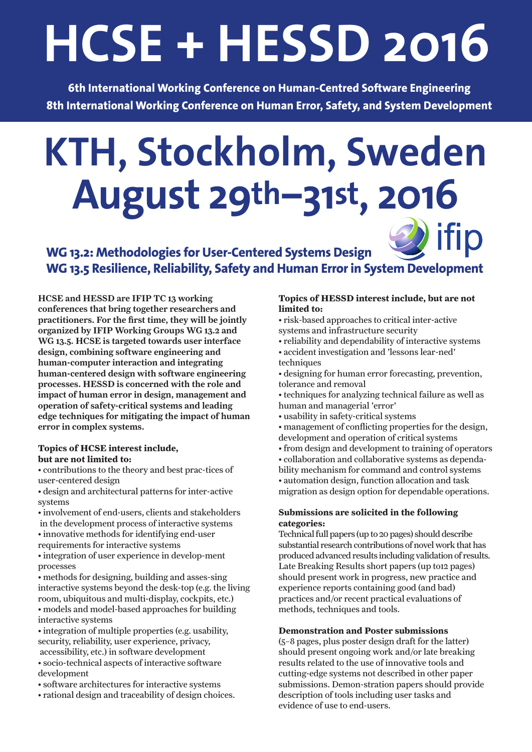# HCSE + HESSD 2016

**6th International Working Conference on Human-Centred Software Engineering**
**8th International Working Conference on Human Error, Safety, and System Development**

# KTH, Stockholm, Sweden
# August 29th–31st, 2016

ifip

## WG 13.2: Methodologies for User-Centered Systems Design
## WG 13.5 Resilience, Reliability, Safety and Human Error in System Development

**HCSE and HESSD are IFIP TC 13 working conferences that bring together researchers and practitioners. For the first time, they will be jointly organized by IFIP Working Groups WG 13.2 and WG 13.5. HCSE is targeted towards user interface design, combining software engineering and human-computer interaction and integrating human-centered design with software engineering processes. HESSD is concerned with the role and impact of human error in design, management and operation of safety-critical systems and leading edge techniques for mitigating the impact of human error in complex systems.**

**Topics of HCSE interest include, but are not limited to:**

- contributions to the theory and best prac-tices of user-centered design
- design and architectural patterns for inter-active systems
- involvement of end-users, clients and stakeholders in the development process of interactive systems
- innovative methods for identifying end-user requirements for interactive systems
- integration of user experience in develop-ment processes
- methods for designing, building and asses-sing interactive systems beyond the desk-top (e.g. the living room, ubiquitous and multi-display, cockpits, etc.)
- models and model-based approaches for building interactive systems
- integration of multiple properties (e.g. usability, security, reliability, user experience, privacy, accessibility, etc.) in software development
- socio-technical aspects of interactive software development
- software architectures for interactive systems
- rational design and traceability of design choices.

**Topics of HESSD interest include, but are not limited to:**

- risk-based approaches to critical inter-active systems and infrastructure security
- reliability and dependability of interactive systems
- accident investigation and 'lessons lear-ned' techniques
- designing for human error forecasting, prevention, tolerance and removal
- techniques for analyzing technical failure as well as human and managerial 'error'
- usability in safety-critical systems
- management of conflicting properties for the design, development and operation of critical systems
- from design and development to training of operators
- collaboration and collaborative systems as dependa-bility mechanism for command and control systems
- automation design, function allocation and task migration as design option for dependable operations.

**Submissions are solicited in the following categories:**

Technical full papers (up to 20 pages) should describe substantial research contributions of novel work that has produced advanced results including validation of results. Late Breaking Results short papers (up to12 pages) should present work in progress, new practice and experience reports containing good (and bad) practices and/or recent practical evaluations of methods, techniques and tools.

**Demonstration and Poster submissions**

(5–8 pages, plus poster design draft for the latter) should present ongoing work and/or late breaking results related to the use of innovative tools and cutting-edge systems not described in other paper submissions. Demon-stration papers should provide description of tools including user tasks and evidence of use to end-users.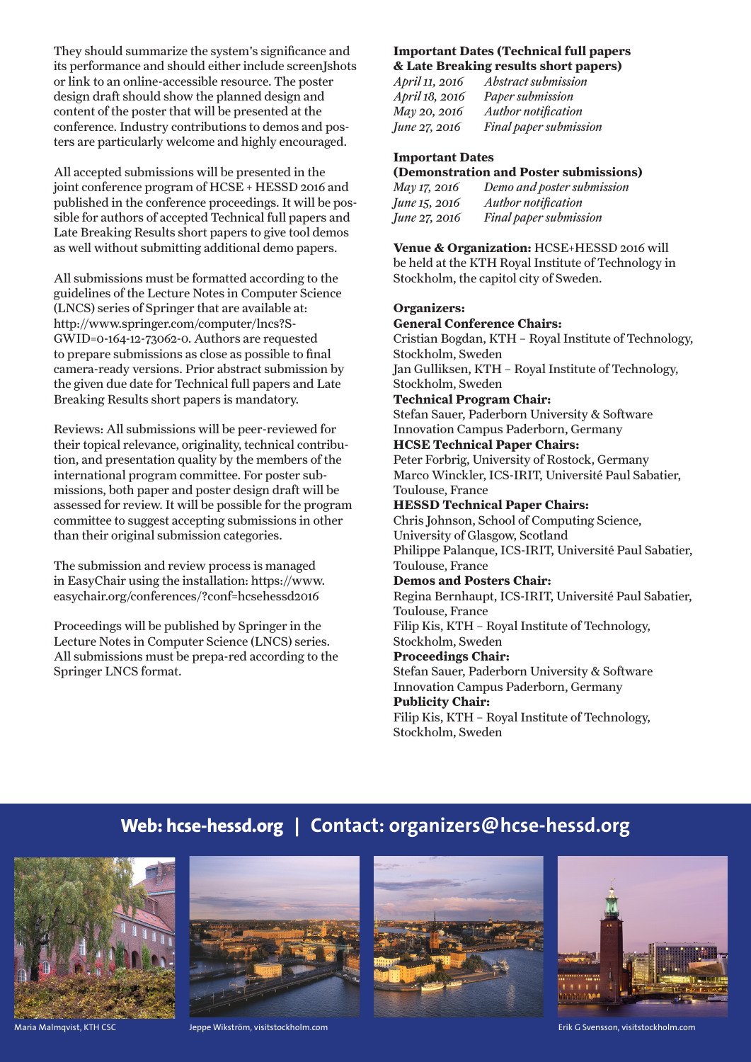They should summarize the system's significance and its performance and should either include screenJshots or link to an online-accessible resource. The poster design draft should show the planned design and content of the poster that will be presented at the conference. Industry contributions to demos and posters are particularly welcome and highly encouraged.

All accepted submissions will be presented in the joint conference program of HCSE + HESSD 2016 and published in the conference proceedings. It will be possible for authors of accepted Technical full papers and Late Breaking Results short papers to give tool demos as well without submitting additional demo papers.

All submissions must be formatted according to the guidelines of the Lecture Notes in Computer Science (LNCS) series of Springer that are available at: http://www.springer.com/computer/lncs?S-GWID=0-164-12-73062-0. Authors are requested to prepare submissions as close as possible to final camera-ready versions. Prior abstract submission by the given due date for Technical full papers and Late Breaking Results short papers is mandatory.

Reviews: All submissions will be peer-reviewed for their topical relevance, originality, technical contribution, and presentation quality by the members of the international program committee. For poster submissions, both paper and poster design draft will be assessed for review. It will be possible for the program committee to suggest accepting submissions in other than their original submission categories.

The submission and review process is managed in EasyChair using the installation: https://www.easychair.org/conferences/?conf=hcsehessd2016

Proceedings will be published by Springer in the Lecture Notes in Computer Science (LNCS) series. All submissions must be prepa-red according to the Springer LNCS format.

**Important Dates (Technical full papers & Late Breaking results short papers)**

*April 11, 2016* *Abstract submission*
*April 18, 2016* *Paper submission*
*May 20, 2016* *Author notification*
*June 27, 2016* *Final paper submission*

**Important Dates (Demonstration and Poster submissions)**

*May 17, 2016* *Demo and poster submission*
*June 15, 2016* *Author notification*
*June 27, 2016* *Final paper submission*

**Venue & Organization:** HCSE+HESSD 2016 will be held at the KTH Royal Institute of Technology in Stockholm, the capitol city of Sweden.

**Organizers:**

**General Conference Chairs:**
Cristian Bogdan, KTH – Royal Institute of Technology, Stockholm, Sweden
Jan Gulliksen, KTH – Royal Institute of Technology, Stockholm, Sweden

**Technical Program Chair:**
Stefan Sauer, Paderborn University & Software Innovation Campus Paderborn, Germany

**HCSE Technical Paper Chairs:**
Peter Forbrig, University of Rostock, Germany
Marco Winckler, ICS-IRIT, Université Paul Sabatier, Toulouse, France

**HESSD Technical Paper Chairs:**
Chris Johnson, School of Computing Science, University of Glasgow, Scotland
Philippe Palanque, ICS-IRIT, Université Paul Sabatier, Toulouse, France

**Demos and Posters Chair:**
Regina Bernhaupt, ICS-IRIT, Université Paul Sabatier, Toulouse, France
Filip Kis, KTH – Royal Institute of Technology, Stockholm, Sweden

**Proceedings Chair:**
Stefan Sauer, Paderborn University & Software Innovation Campus Paderborn, Germany

**Publicity Chair:**
Filip Kis, KTH – Royal Institute of Technology, Stockholm, Sweden

**Web: hcse-hessd.org | Contact: organizers@hcse-hessd.org**

Maria Malmqvist, KTH CSC

Jeppe Wikström, visitstockholm.com

Erik G Svensson, visitstockholm.com